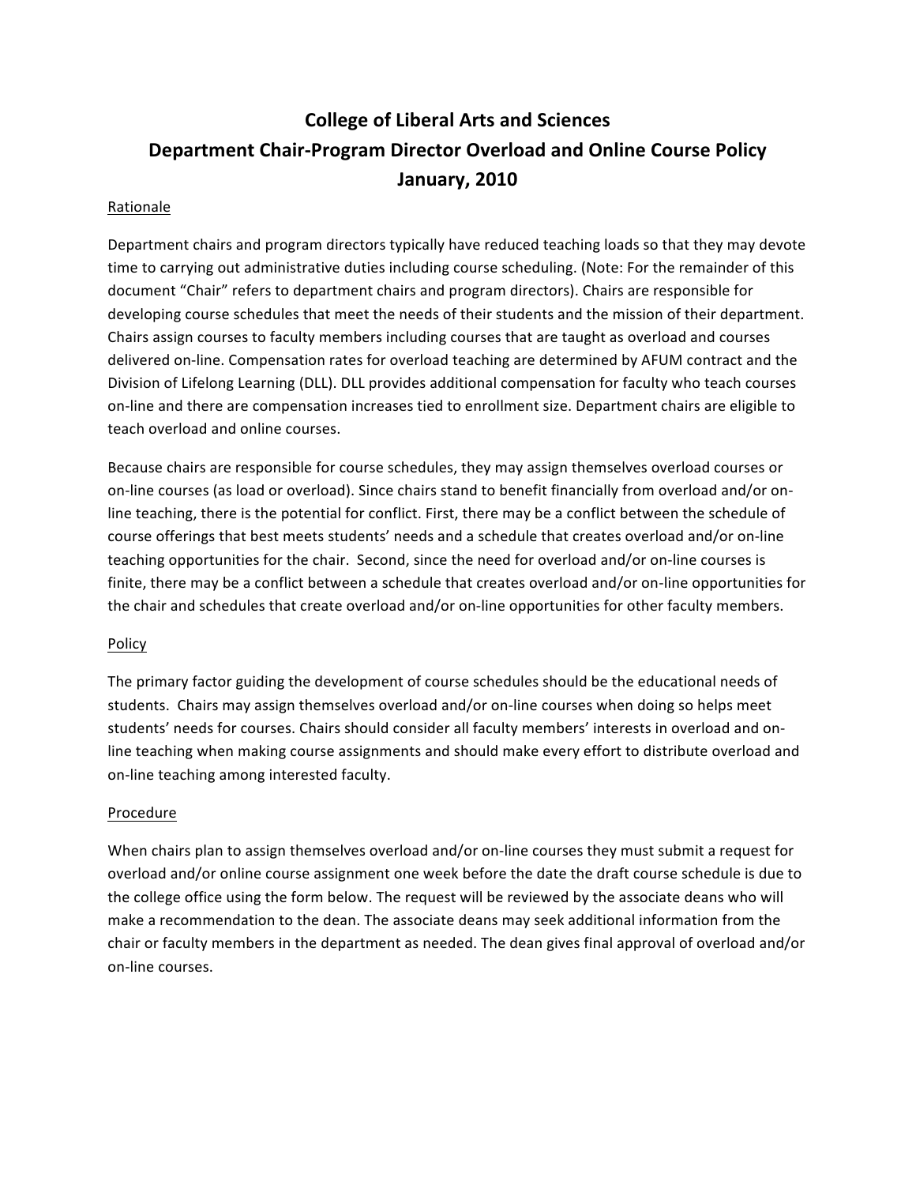# College of Liberal Arts and Sciences
# Department Chair-Program Director Overload and Online Course Policy
# January, 2010

Rationale

Department chairs and program directors typically have reduced teaching loads so that they may devote time to carrying out administrative duties including course scheduling. (Note: For the remainder of this document "Chair" refers to department chairs and program directors). Chairs are responsible for developing course schedules that meet the needs of their students and the mission of their department. Chairs assign courses to faculty members including courses that are taught as overload and courses delivered on-line. Compensation rates for overload teaching are determined by AFUM contract and the Division of Lifelong Learning (DLL). DLL provides additional compensation for faculty who teach courses on-line and there are compensation increases tied to enrollment size. Department chairs are eligible to teach overload and online courses.

Because chairs are responsible for course schedules, they may assign themselves overload courses or on-line courses (as load or overload). Since chairs stand to benefit financially from overload and/or on-line teaching, there is the potential for conflict. First, there may be a conflict between the schedule of course offerings that best meets students' needs and a schedule that creates overload and/or on-line teaching opportunities for the chair. Second, since the need for overload and/or on-line courses is finite, there may be a conflict between a schedule that creates overload and/or on-line opportunities for the chair and schedules that create overload and/or on-line opportunities for other faculty members.

Policy

The primary factor guiding the development of course schedules should be the educational needs of students. Chairs may assign themselves overload and/or on-line courses when doing so helps meet students' needs for courses. Chairs should consider all faculty members' interests in overload and on-line teaching when making course assignments and should make every effort to distribute overload and on-line teaching among interested faculty.

Procedure

When chairs plan to assign themselves overload and/or on-line courses they must submit a request for overload and/or online course assignment one week before the date the draft course schedule is due to the college office using the form below. The request will be reviewed by the associate deans who will make a recommendation to the dean. The associate deans may seek additional information from the chair or faculty members in the department as needed. The dean gives final approval of overload and/or on-line courses.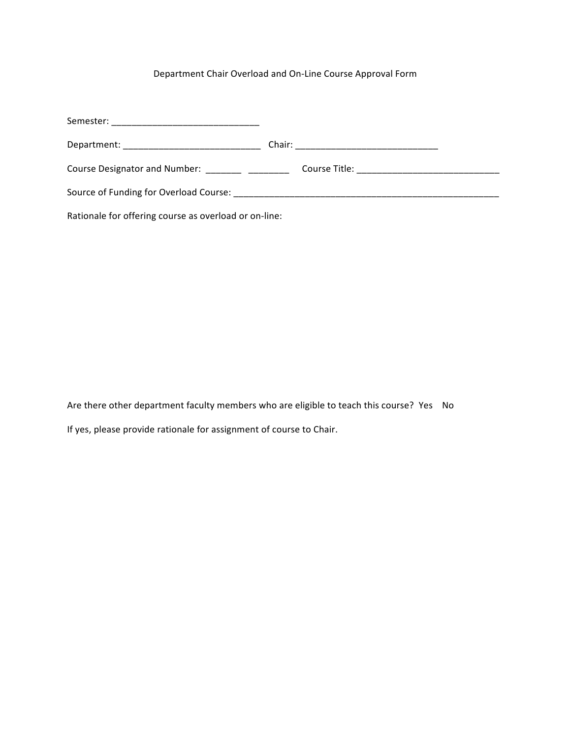# Department Chair Overload and On-Line Course Approval Form

Semester: _____________________________

Department: ___________________________ Chair: ____________________________

Course Designator and Number: _______ ________ Course Title: ____________________________

Source of Funding for Overload Course: ______________________________________________________

Rationale for offering course as overload or on-line:

Are there other department faculty members who are eligible to teach this course? Yes No

If yes, please provide rationale for assignment of course to Chair.